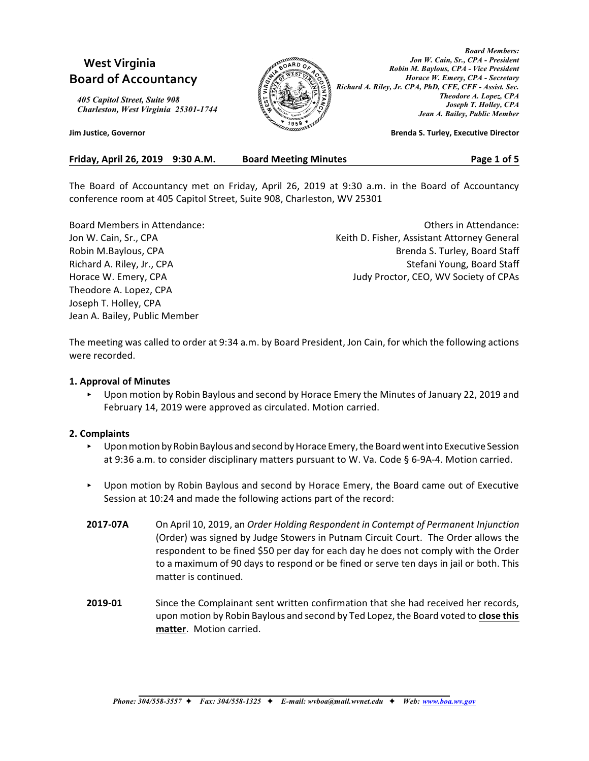# West Virginia
# Board of Accountancy

*405 Capitol Street, Suite 908*
*Charleston, West Virginia 25301-1744*

**Jim Justice, Governor**

***Board Members:***
*Jon W. Cain, Sr., CPA - President*
*Robin M. Baylous, CPA - Vice President*
*Horace W. Emery, CPA - Secretary*
*Richard A. Riley, Jr. CPA, PhD, CFE, CFF - Assist. Sec.*
*Theodore A. Lopez, CPA*
*Joseph T. Holley, CPA*
*Jean A. Bailey, Public Member*

**Brenda S. Turley, Executive Director**

**Friday, April 26, 2019 9:30 A.M. Board Meeting Minutes**

The Board of Accountancy met on Friday, April 26, 2019 at 9:30 a.m. in the Board of Accountancy conference room at 405 Capitol Street, Suite 908, Charleston, WV 25301

Board Members in Attendance:
Jon W. Cain, Sr., CPA
Robin M.Baylous, CPA
Richard A. Riley, Jr., CPA
Horace W. Emery, CPA
Theodore A. Lopez, CPA
Joseph T. Holley, CPA
Jean A. Bailey, Public Member

Others in Attendance:
Keith D. Fisher, Assistant Attorney General
Brenda S. Turley, Board Staff
Stefani Young, Board Staff
Judy Proctor, CEO, WV Society of CPAs

The meeting was called to order at 9:34 a.m. by Board President, Jon Cain, for which the following actions were recorded.

**1. Approval of Minutes**

- Upon motion by Robin Baylous and second by Horace Emery the Minutes of January 22, 2019 and February 14, 2019 were approved as circulated. Motion carried.

**2. Complaints**

- Upon motion by Robin Baylous and second by Horace Emery, the Board went into Executive Session at 9:36 a.m. to consider disciplinary matters pursuant to W. Va. Code § 6-9A-4. Motion carried.

- Upon motion by Robin Baylous and second by Horace Emery, the Board came out of Executive Session at 10:24 and made the following actions part of the record:

**2017-07A** On April 10, 2019, an *Order Holding Respondent in Contempt of Permanent Injunction* (Order) was signed by Judge Stowers in Putnam Circuit Court. The Order allows the respondent to be fined $50 per day for each day he does not comply with the Order to a maximum of 90 days to respond or be fined or serve ten days in jail or both. This matter is continued.

**2019-01** Since the Complainant sent written confirmation that she had received her records, upon motion by Robin Baylous and second by Ted Lopez, the Board voted to **close this matter**. Motion carried.

*Phone: 304/558-3557 ✦ Fax: 304/558-1325 ✦ E-mail: wvboa@mail.wvnet.edu ✦ Web: www.boa.wv.gov*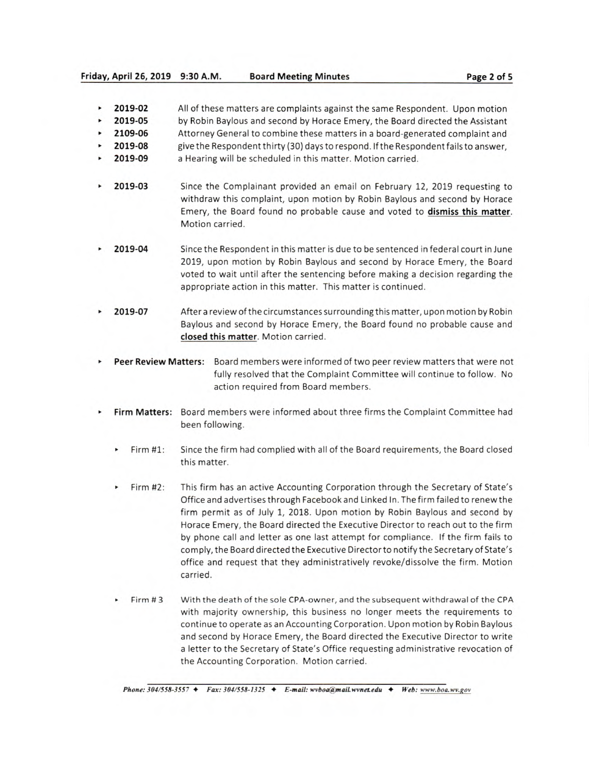- **2019-02**
- **2019-05**
- **2109-06**
- **2019-08**
- **2019-09**

All of these matters are complaints against the same Respondent. Upon motion by Robin Baylous and second by Horace Emery, the Board directed the Assistant Attorney General to combine these matters in a board-generated complaint and give the Respondent thirty (30) days to respond. If the Respondent fails to answer, a Hearing will be scheduled in this matter. Motion carried.

- **2019-03** Since the Complainant provided an email on February 12, 2019 requesting to withdraw this complaint, upon motion by Robin Baylous and second by Horace Emery, the Board found no probable cause and voted to **dismiss this matter**. Motion carried.

- **2019-04** Since the Respondent in this matter is due to be sentenced in federal court in June 2019, upon motion by Robin Baylous and second by Horace Emery, the Board voted to wait until after the sentencing before making a decision regarding the appropriate action in this matter. This matter is continued.

- **2019-07** After a review of the circumstances surrounding this matter, upon motion by Robin Baylous and second by Horace Emery, the Board found no probable cause and **closed this matter**. Motion carried.

- **Peer Review Matters:** Board members were informed of two peer review matters that were not fully resolved that the Complaint Committee will continue to follow. No action required from Board members.

- **Firm Matters:** Board members were informed about three firms the Complaint Committee had been following.

  - Firm #1: Since the firm had complied with all of the Board requirements, the Board closed this matter.

  - Firm #2: This firm has an active Accounting Corporation through the Secretary of State's Office and advertises through Facebook and Linked In. The firm failed to renew the firm permit as of July 1, 2018. Upon motion by Robin Baylous and second by Horace Emery, the Board directed the Executive Director to reach out to the firm by phone call and letter as one last attempt for compliance. If the firm fails to comply, the Board directed the Executive Director to notify the Secretary of State's office and request that they administratively revoke/dissolve the firm. Motion carried.

  - Firm # 3 With the death of the sole CPA-owner, and the subsequent withdrawal of the CPA with majority ownership, this business no longer meets the requirements to continue to operate as an Accounting Corporation. Upon motion by Robin Baylous and second by Horace Emery, the Board directed the Executive Director to write a letter to the Secretary of State's Office requesting administrative revocation of the Accounting Corporation. Motion carried.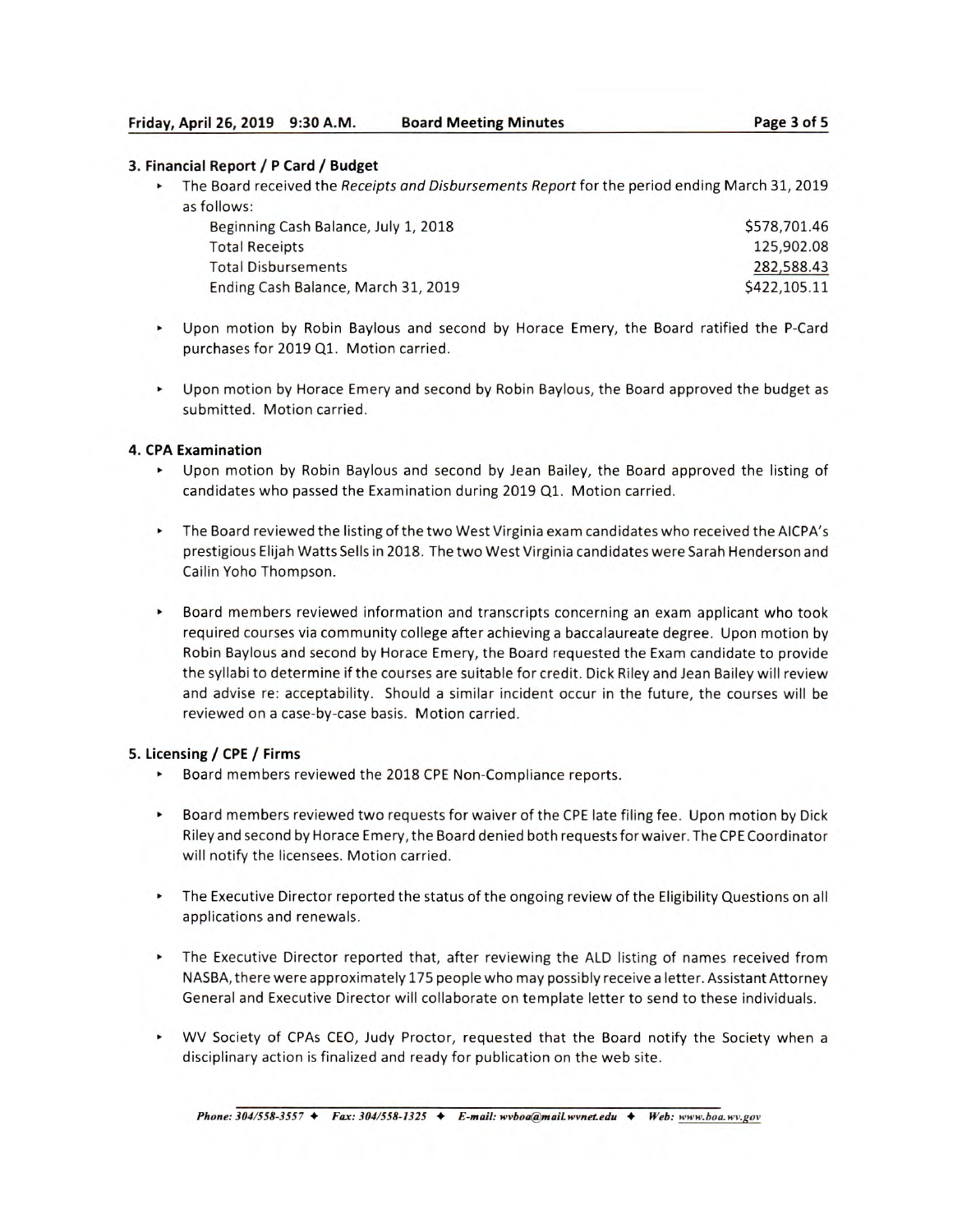### 3. Financial Report / P Card / Budget

- The Board received the *Receipts and Disbursements Report* for the period ending March 31, 2019 as follows:

| | |
|---|---|
| Beginning Cash Balance, July 1, 2018 | $578,701.46 |
| Total Receipts | 125,902.08 |
| Total Disbursements | 282,588.43 |
| Ending Cash Balance, March 31, 2019 | $422,105.11 |

- Upon motion by Robin Baylous and second by Horace Emery, the Board ratified the P-Card purchases for 2019 Q1. Motion carried.

- Upon motion by Horace Emery and second by Robin Baylous, the Board approved the budget as submitted. Motion carried.

### 4. CPA Examination

- Upon motion by Robin Baylous and second by Jean Bailey, the Board approved the listing of candidates who passed the Examination during 2019 Q1. Motion carried.

- The Board reviewed the listing of the two West Virginia exam candidates who received the AICPA's prestigious Elijah Watts Sells in 2018. The two West Virginia candidates were Sarah Henderson and Cailin Yoho Thompson.

- Board members reviewed information and transcripts concerning an exam applicant who took required courses via community college after achieving a baccalaureate degree. Upon motion by Robin Baylous and second by Horace Emery, the Board requested the Exam candidate to provide the syllabi to determine if the courses are suitable for credit. Dick Riley and Jean Bailey will review and advise re: acceptability. Should a similar incident occur in the future, the courses will be reviewed on a case-by-case basis. Motion carried.

### 5. Licensing / CPE / Firms

- Board members reviewed the 2018 CPE Non-Compliance reports.

- Board members reviewed two requests for waiver of the CPE late filing fee. Upon motion by Dick Riley and second by Horace Emery, the Board denied both requests for waiver. The CPE Coordinator will notify the licensees. Motion carried.

- The Executive Director reported the status of the ongoing review of the Eligibility Questions on all applications and renewals.

- The Executive Director reported that, after reviewing the ALD listing of names received from NASBA, there were approximately 175 people who may possibly receive a letter. Assistant Attorney General and Executive Director will collaborate on template letter to send to these individuals.

- WV Society of CPAs CEO, Judy Proctor, requested that the Board notify the Society when a disciplinary action is finalized and ready for publication on the web site.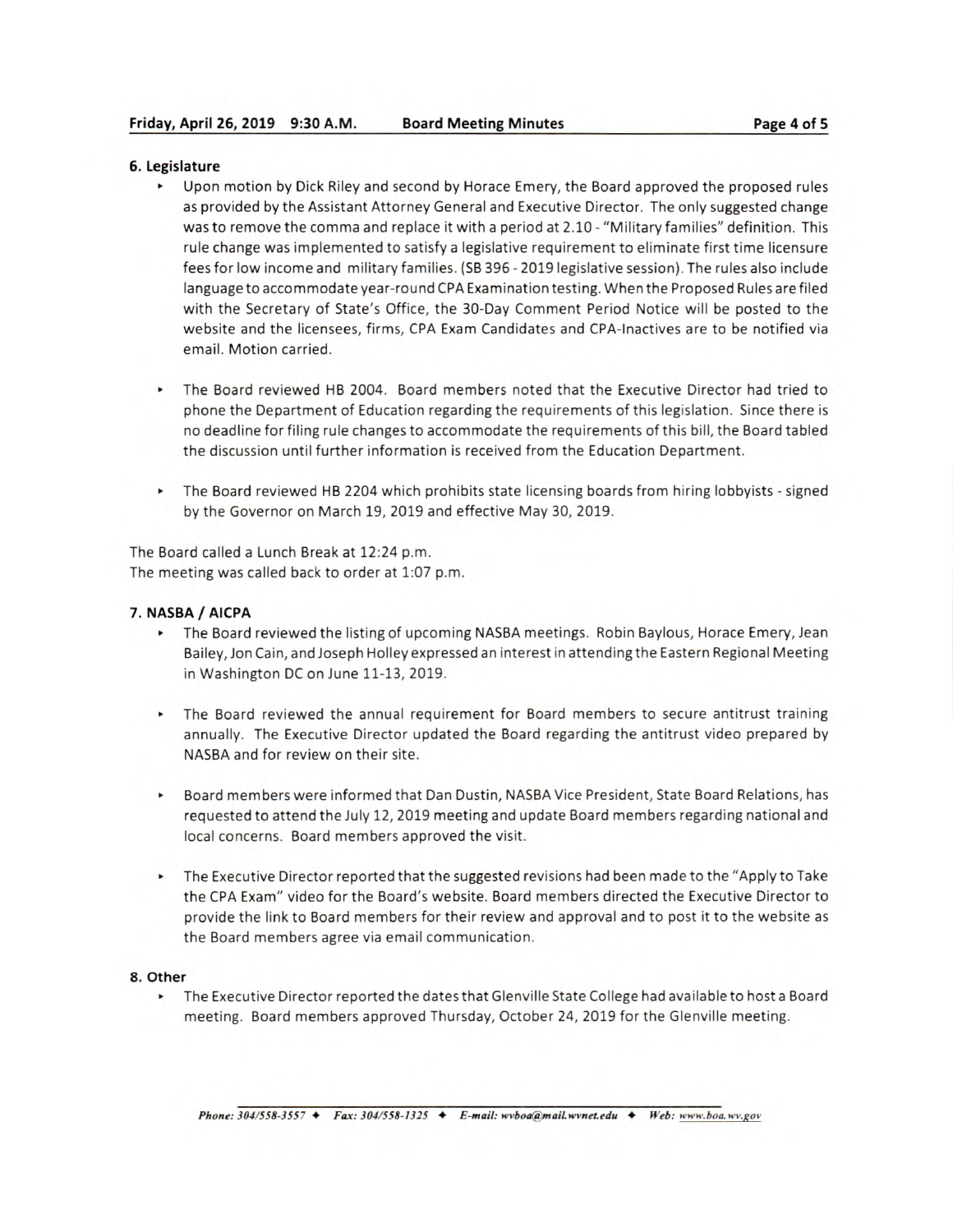### 6. Legislature

- Upon motion by Dick Riley and second by Horace Emery, the Board approved the proposed rules as provided by the Assistant Attorney General and Executive Director. The only suggested change was to remove the comma and replace it with a period at 2.10 - "Military families" definition. This rule change was implemented to satisfy a legislative requirement to eliminate first time licensure fees for low income and military families. (SB 396 - 2019 legislative session). The rules also include language to accommodate year-round CPA Examination testing. When the Proposed Rules are filed with the Secretary of State's Office, the 30-Day Comment Period Notice will be posted to the website and the licensees, firms, CPA Exam Candidates and CPA-Inactives are to be notified via email. Motion carried.

- The Board reviewed HB 2004. Board members noted that the Executive Director had tried to phone the Department of Education regarding the requirements of this legislation. Since there is no deadline for filing rule changes to accommodate the requirements of this bill, the Board tabled the discussion until further information is received from the Education Department.

- The Board reviewed HB 2204 which prohibits state licensing boards from hiring lobbyists - signed by the Governor on March 19, 2019 and effective May 30, 2019.

The Board called a Lunch Break at 12:24 p.m.
The meeting was called back to order at 1:07 p.m.

### 7. NASBA / AICPA

- The Board reviewed the listing of upcoming NASBA meetings. Robin Baylous, Horace Emery, Jean Bailey, Jon Cain, and Joseph Holley expressed an interest in attending the Eastern Regional Meeting in Washington DC on June 11-13, 2019.

- The Board reviewed the annual requirement for Board members to secure antitrust training annually. The Executive Director updated the Board regarding the antitrust video prepared by NASBA and for review on their site.

- Board members were informed that Dan Dustin, NASBA Vice President, State Board Relations, has requested to attend the July 12, 2019 meeting and update Board members regarding national and local concerns. Board members approved the visit.

- The Executive Director reported that the suggested revisions had been made to the "Apply to Take the CPA Exam" video for the Board's website. Board members directed the Executive Director to provide the link to Board members for their review and approval and to post it to the website as the Board members agree via email communication.

### 8. Other

- The Executive Director reported the dates that Glenville State College had available to host a Board meeting. Board members approved Thursday, October 24, 2019 for the Glenville meeting.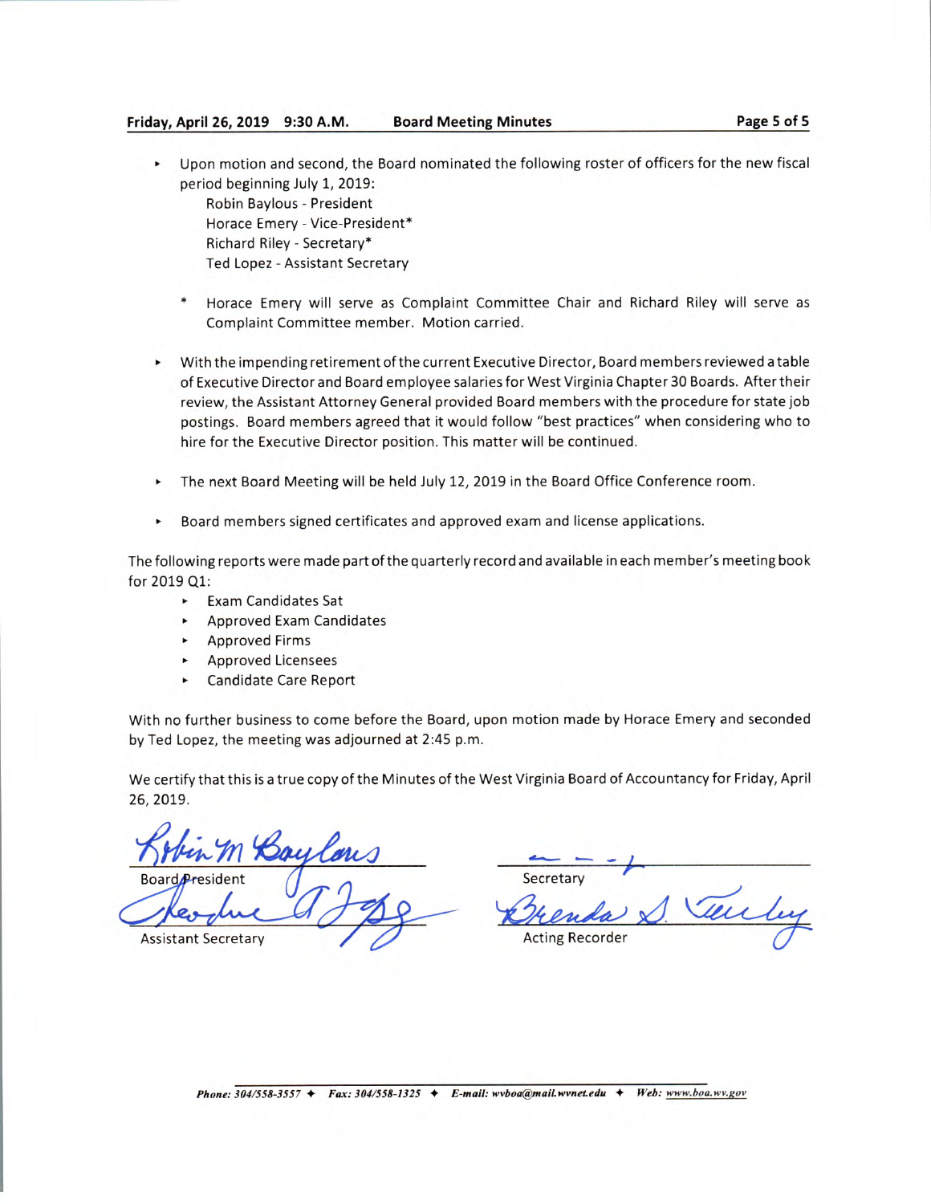- Upon motion and second, the Board nominated the following roster of officers for the new fiscal period beginning July 1, 2019:

  Robin Baylous - President
  Horace Emery - Vice-President*
  Richard Riley - Secretary*
  Ted Lopez - Assistant Secretary

  \* Horace Emery will serve as Complaint Committee Chair and Richard Riley will serve as Complaint Committee member. Motion carried.

- With the impending retirement of the current Executive Director, Board members reviewed a table of Executive Director and Board employee salaries for West Virginia Chapter 30 Boards. After their review, the Assistant Attorney General provided Board members with the procedure for state job postings. Board members agreed that it would follow "best practices" when considering who to hire for the Executive Director position. This matter will be continued.

- The next Board Meeting will be held July 12, 2019 in the Board Office Conference room.

- Board members signed certificates and approved exam and license applications.

The following reports were made part of the quarterly record and available in each member's meeting book for 2019 Q1:

- Exam Candidates Sat
- Approved Exam Candidates
- Approved Firms
- Approved Licensees
- Candidate Care Report

With no further business to come before the Board, upon motion made by Horace Emery and seconded by Ted Lopez, the meeting was adjourned at 2:45 p.m.

We certify that this is a true copy of the Minutes of the West Virginia Board of Accountancy for Friday, April 26, 2019.

Robin M Baylous
Board President

Secretary

Theodore A Lopez
Assistant Secretary

Brenda S. Tuckley
Acting Recorder

Phone: 304/558-3557 ✦ Fax: 304/558-1325 ✦ E-mail: wvboa@mail.wvnet.edu ✦ Web: www.boa.wv.gov